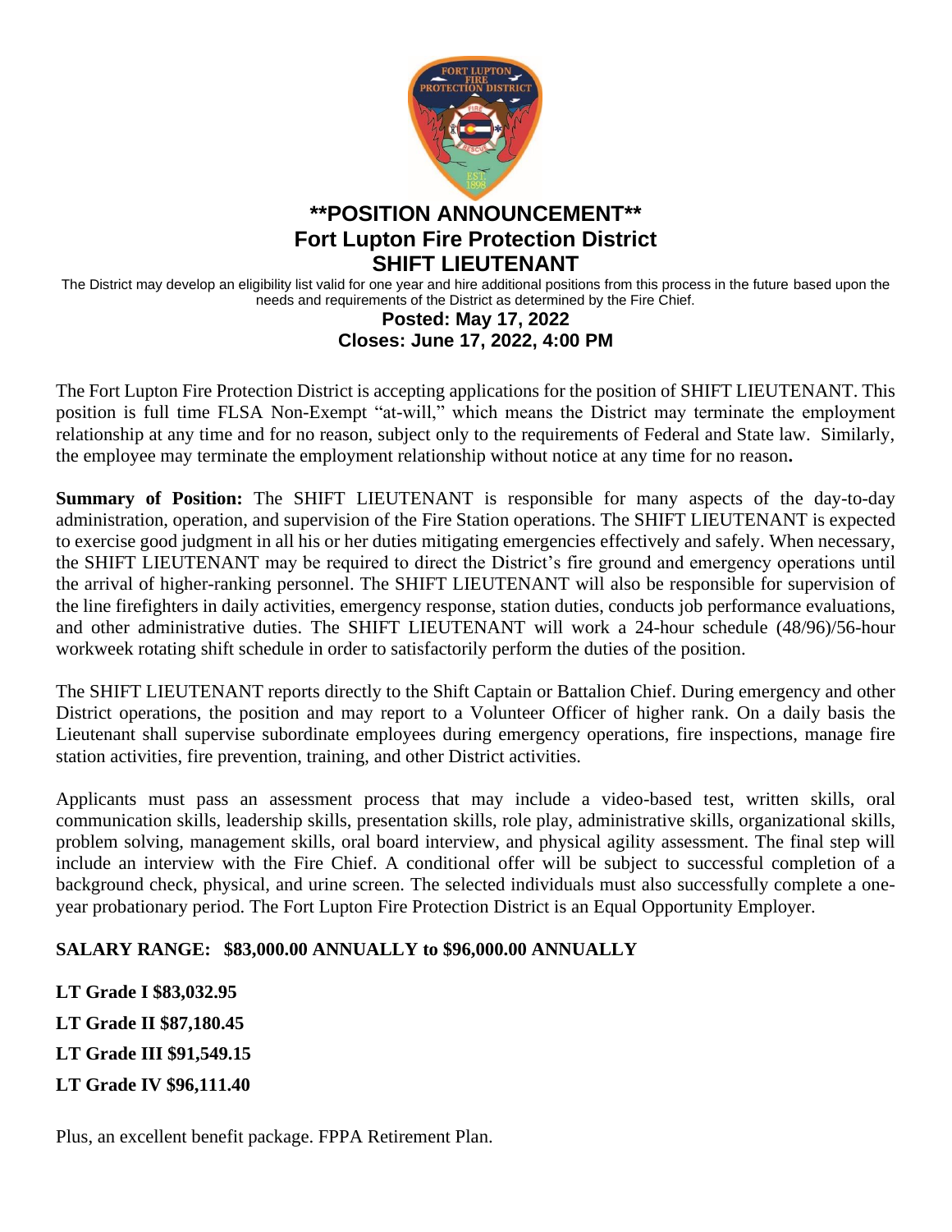# **POSITION ANNOUNCEMENT**

## Fort Lupton Fire Protection District

## SHIFT LIEUTENANT

The District may develop an eligibility list valid for one year and hire additional positions from this process in the future based upon the needs and requirements of the District as determined by the Fire Chief.

**Posted: May 17, 2022**

**Closes: June 17, 2022, 4:00 PM**

The Fort Lupton Fire Protection District is accepting applications for the position of SHIFT LIEUTENANT. This position is full time FLSA Non-Exempt "at-will," which means the District may terminate the employment relationship at any time and for no reason, subject only to the requirements of Federal and State law. Similarly, the employee may terminate the employment relationship without notice at any time for no reason**.**

**Summary of Position:** The SHIFT LIEUTENANT is responsible for many aspects of the day-to-day administration, operation, and supervision of the Fire Station operations. The SHIFT LIEUTENANT is expected to exercise good judgment in all his or her duties mitigating emergencies effectively and safely. When necessary, the SHIFT LIEUTENANT may be required to direct the District's fire ground and emergency operations until the arrival of higher-ranking personnel. The SHIFT LIEUTENANT will also be responsible for supervision of the line firefighters in daily activities, emergency response, station duties, conducts job performance evaluations, and other administrative duties. The SHIFT LIEUTENANT will work a 24-hour schedule (48/96)/56-hour workweek rotating shift schedule in order to satisfactorily perform the duties of the position.

The SHIFT LIEUTENANT reports directly to the Shift Captain or Battalion Chief. During emergency and other District operations, the position and may report to a Volunteer Officer of higher rank. On a daily basis the Lieutenant shall supervise subordinate employees during emergency operations, fire inspections, manage fire station activities, fire prevention, training, and other District activities.

Applicants must pass an assessment process that may include a video-based test, written skills, oral communication skills, leadership skills, presentation skills, role play, administrative skills, organizational skills, problem solving, management skills, oral board interview, and physical agility assessment. The final step will include an interview with the Fire Chief. A conditional offer will be subject to successful completion of a background check, physical, and urine screen. The selected individuals must also successfully complete a one-year probationary period. The Fort Lupton Fire Protection District is an Equal Opportunity Employer.

**SALARY RANGE: $83,000.00 ANNUALLY to $96,000.00 ANNUALLY**

**LT Grade I $83,032.95**

**LT Grade II $87,180.45**

**LT Grade III $91,549.15**

**LT Grade IV $96,111.40**

Plus, an excellent benefit package. FPPA Retirement Plan.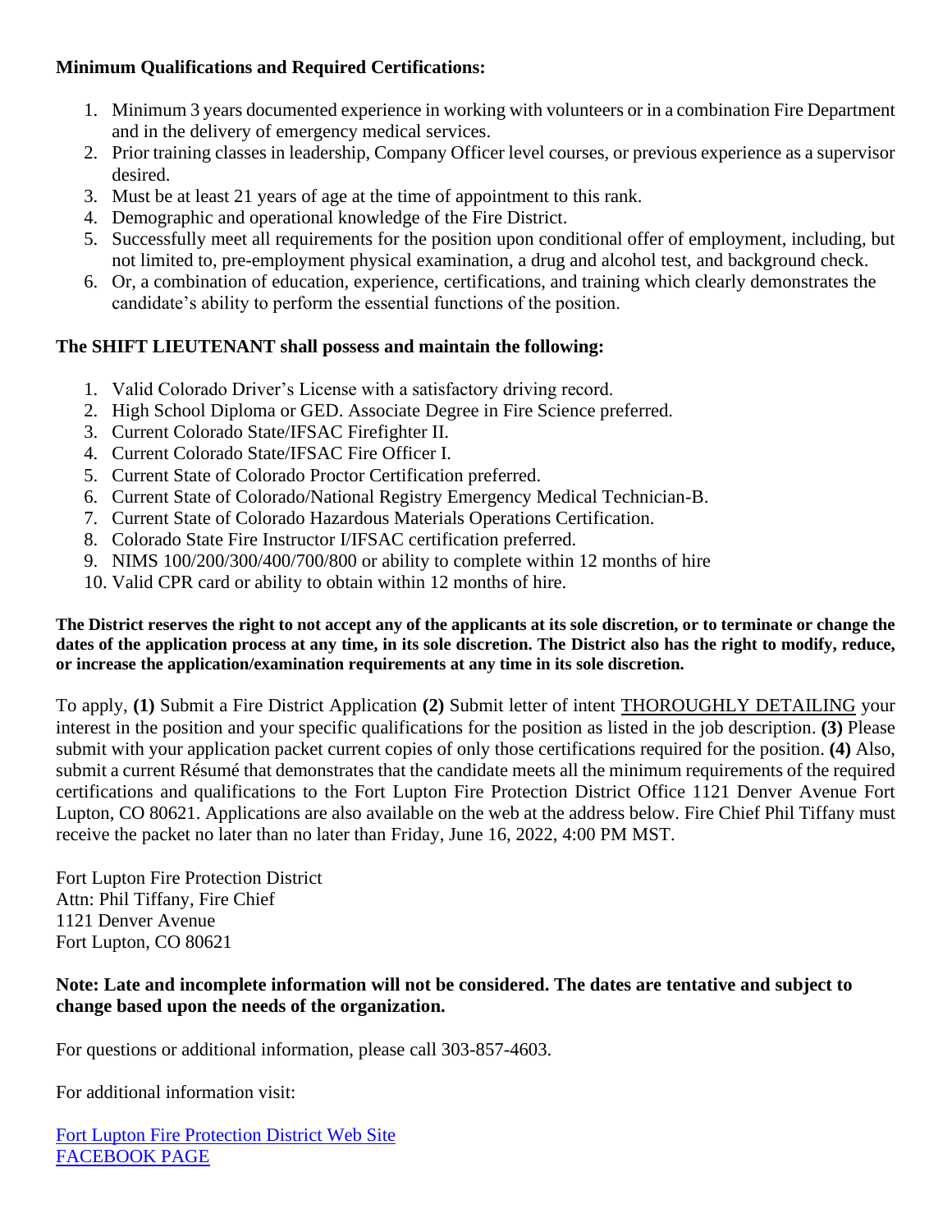**Minimum Qualifications and Required Certifications:**

1. Minimum 3 years documented experience in working with volunteers or in a combination Fire Department and in the delivery of emergency medical services.
2. Prior training classes in leadership, Company Officer level courses, or previous experience as a supervisor desired.
3. Must be at least 21 years of age at the time of appointment to this rank.
4. Demographic and operational knowledge of the Fire District.
5. Successfully meet all requirements for the position upon conditional offer of employment, including, but not limited to, pre-employment physical examination, a drug and alcohol test, and background check.
6. Or, a combination of education, experience, certifications, and training which clearly demonstrates the candidate's ability to perform the essential functions of the position.

**The SHIFT LIEUTENANT shall possess and maintain the following:**

1. Valid Colorado Driver's License with a satisfactory driving record.
2. High School Diploma or GED. Associate Degree in Fire Science preferred.
3. Current Colorado State/IFSAC Firefighter II.
4. Current Colorado State/IFSAC Fire Officer I.
5. Current State of Colorado Proctor Certification preferred.
6. Current State of Colorado/National Registry Emergency Medical Technician-B.
7. Current State of Colorado Hazardous Materials Operations Certification.
8. Colorado State Fire Instructor I/IFSAC certification preferred.
9. NIMS 100/200/300/400/700/800 or ability to complete within 12 months of hire
10. Valid CPR card or ability to obtain within 12 months of hire.

**The District reserves the right to not accept any of the applicants at its sole discretion, or to terminate or change the dates of the application process at any time, in its sole discretion. The District also has the right to modify, reduce, or increase the application/examination requirements at any time in its sole discretion.**

To apply, **(1)** Submit a Fire District Application **(2)** Submit letter of intent THOROUGHLY DETAILING your interest in the position and your specific qualifications for the position as listed in the job description. **(3)** Please submit with your application packet current copies of only those certifications required for the position. **(4)** Also, submit a current Résumé that demonstrates that the candidate meets all the minimum requirements of the required certifications and qualifications to the Fort Lupton Fire Protection District Office 1121 Denver Avenue Fort Lupton, CO 80621. Applications are also available on the web at the address below. Fire Chief Phil Tiffany must receive the packet no later than no later than Friday, June 16, 2022, 4:00 PM MST.

Fort Lupton Fire Protection District
Attn: Phil Tiffany, Fire Chief
1121 Denver Avenue
Fort Lupton, CO 80621

**Note: Late and incomplete information will not be considered. The dates are tentative and subject to change based upon the needs of the organization.**

For questions or additional information, please call 303-857-4603.

For additional information visit:

Fort Lupton Fire Protection District Web Site
FACEBOOK PAGE